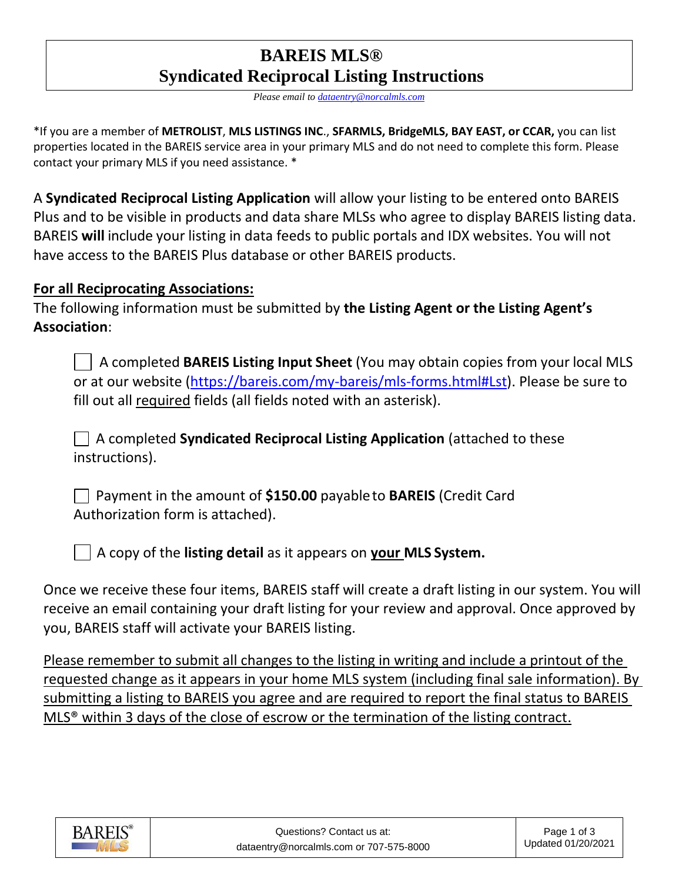# BAREIS MLS®
# Syndicated Reciprocal Listing Instructions

*Please email to [dataentry@norcalmls.com](mailto:dataentry@norcalmls.com)*

*If you are a member of **METROLIST**, **MLS LISTINGS INC**., **SFARMLS, BridgeMLS, BAY EAST, or CCAR,** you can list properties located in the BAREIS service area in your primary MLS and do not need to complete this form. Please contact your primary MLS if you need assistance. *

A **Syndicated Reciprocal Listing Application** will allow your listing to be entered onto BAREIS Plus and to be visible in products and data share MLSs who agree to display BAREIS listing data. BAREIS **will** include your listing in data feeds to public portals and IDX websites. You will not have access to the BAREIS Plus database or other BAREIS products.

**<u>For all Reciprocating Associations:</u>**

The following information must be submitted by **the Listing Agent or the Listing Agent's Association**:

- ☐ A completed **BAREIS Listing Input Sheet** (You may obtain copies from your local MLS or at our website (https://bareis.com/my-bareis/mls-forms.html#Lst). Please be sure to fill out all <u>required</u> fields (all fields noted with an asterisk).

- ☐ A completed **Syndicated Reciprocal Listing Application** (attached to these instructions).

- ☐ Payment in the amount of **$150.00** payable to **BAREIS** (Credit Card Authorization form is attached).

- ☐ A copy of the **listing detail** as it appears on **<u>your</u> MLS System.**

Once we receive these four items, BAREIS staff will create a draft listing in our system. You will receive an email containing your draft listing for your review and approval. Once approved by you, BAREIS staff will activate your BAREIS listing.

<u>Please remember to submit all changes to the listing in writing and include a printout of the requested change as it appears in your home MLS system (including final sale information). By submitting a listing to BAREIS you agree and are required to report the final status to BAREIS MLS® within 3 days of the close of escrow or the termination of the listing contract.</u>

Questions? Contact us at: dataentry@norcalmls.com or 707-575-8000

Updated 01/20/2021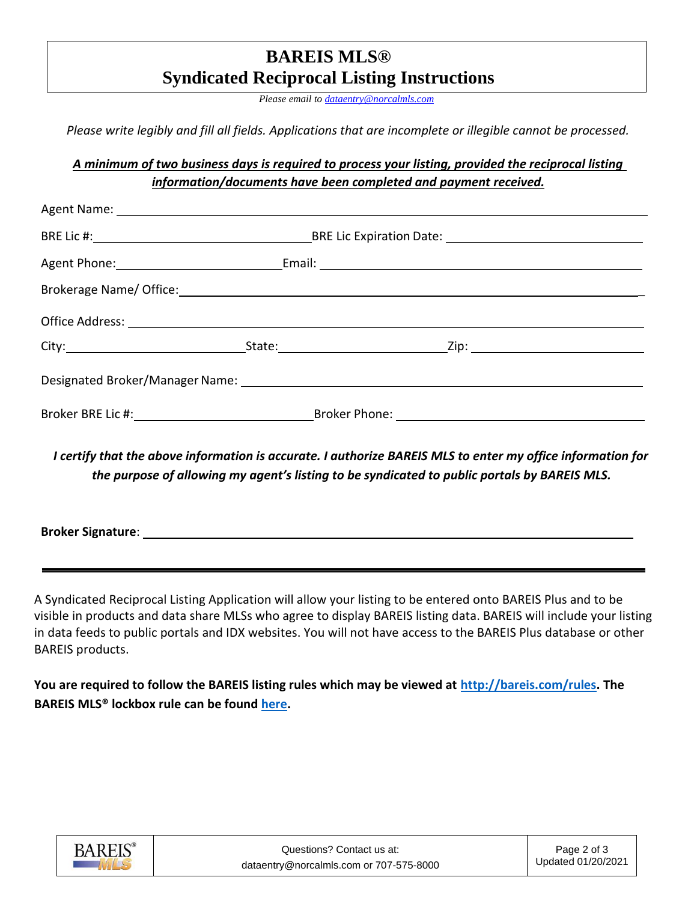# BAREIS MLS®
# Syndicated Reciprocal Listing Instructions

*Please email to [dataentry@norcalmls.com](mailto:dataentry@norcalmls.com)*

*Please write legibly and fill all fields. Applications that are incomplete or illegible cannot be processed.*

***A minimum of two business days is required to process your listing, provided the reciprocal listing information/documents have been completed and payment received.***

Agent Name: ______________________________________________

BRE Lic #: ____________________ BRE Lic Expiration Date: ____________________

Agent Phone: ____________________ Email: ______________________________

Brokerage Name/ Office: ______________________________________________

Office Address: ______________________________________________

City: ____________________ State: ____________________ Zip: ____________________

Designated Broker/Manager Name: ______________________________________________

Broker BRE Lic #: ____________________ Broker Phone: ____________________

***I certify that the above information is accurate. I authorize BAREIS MLS to enter my office information for the purpose of allowing my agent's listing to be syndicated to public portals by BAREIS MLS.***

**Broker Signature**: ______________________________________________

---

A Syndicated Reciprocal Listing Application will allow your listing to be entered onto BAREIS Plus and to be visible in products and data share MLSs who agree to display BAREIS listing data. BAREIS will include your listing in data feeds to public portals and IDX websites. You will not have access to the BAREIS Plus database or other BAREIS products.

**You are required to follow the BAREIS listing rules which may be viewed at [http://bareis.com/rules](http://bareis.com/rules). The BAREIS MLS® lockbox rule can be found here.**

Questions? Contact us at: dataentry@norcalmls.com or 707-575-8000

Updated 01/20/2021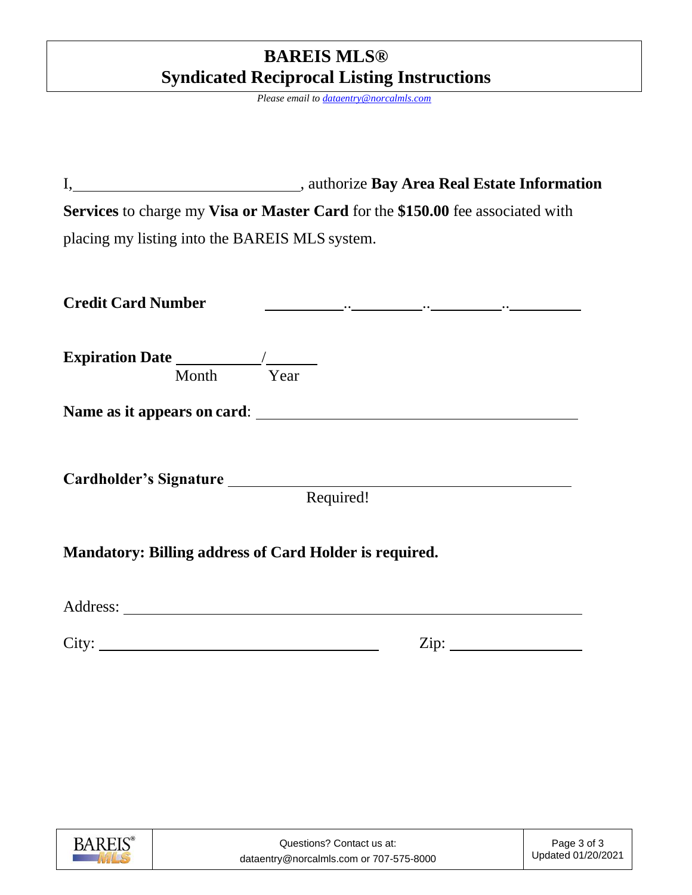# BAREIS MLS®
## Syndicated Reciprocal Listing Instructions

*Please email to [dataentry@norcalmls.com](mailto:dataentry@norcalmls.com)*

I,______________________________, authorize **Bay Area Real Estate Information Services** to charge my **Visa or Master Card** for the **$150.00** fee associated with placing my listing into the BAREIS MLS system.

**Credit Card Number** __________..__________..__________..__________

**Expiration Date** __________/______
Month Year

**Name as it appears on card**: ________________________________________

**Cardholder's Signature** ________________________________________
Required!

**Mandatory: Billing address of Card Holder is required.**

Address: ________________________________________________________

City: ____________________________________ Zip: _________________